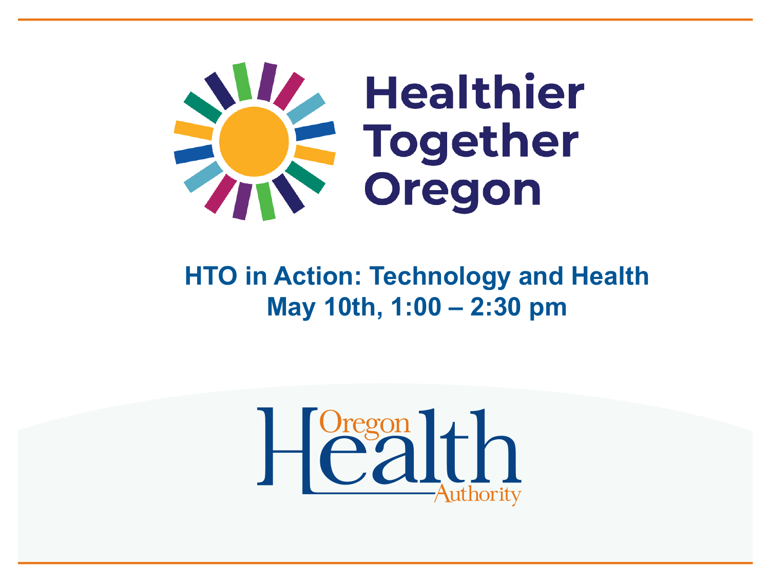# Healthier Together Oregon

## HTO in Action: Technology and Health
## May 10th, 1:00 – 2:30 pm

Oregon Health Authority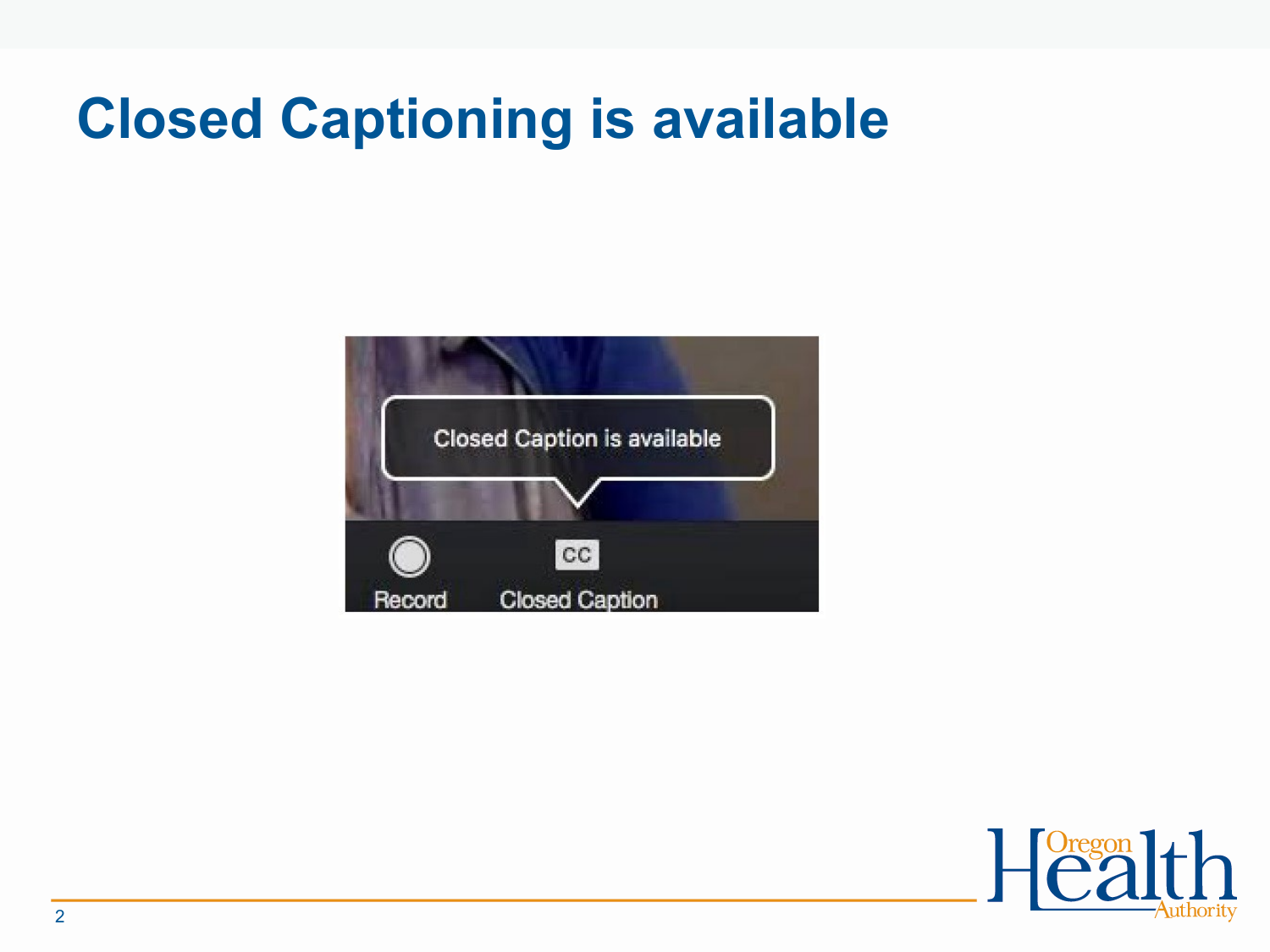# Closed Captioning is available

Closed Caption is available

Record

CC

Closed Caption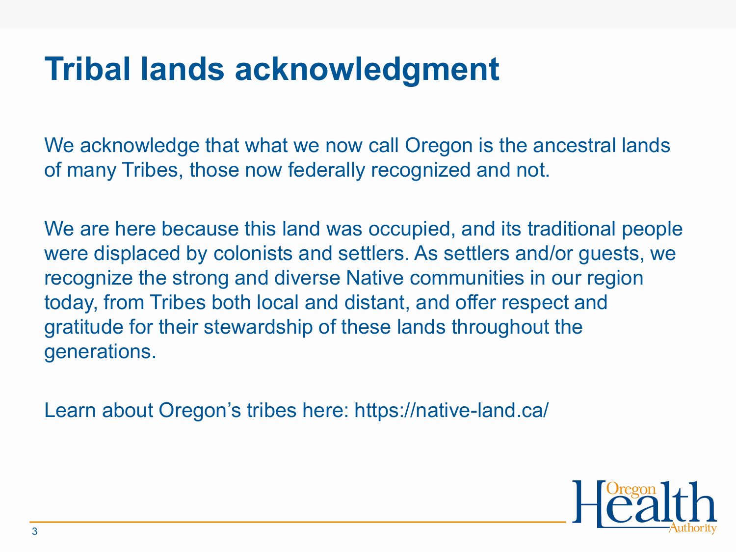# Tribal lands acknowledgment

We acknowledge that what we now call Oregon is the ancestral lands of many Tribes, those now federally recognized and not.

We are here because this land was occupied, and its traditional people were displaced by colonists and settlers. As settlers and/or guests, we recognize the strong and diverse Native communities in our region today, from Tribes both local and distant, and offer respect and gratitude for their stewardship of these lands throughout the generations.

Learn about Oregon's tribes here: https://native-land.ca/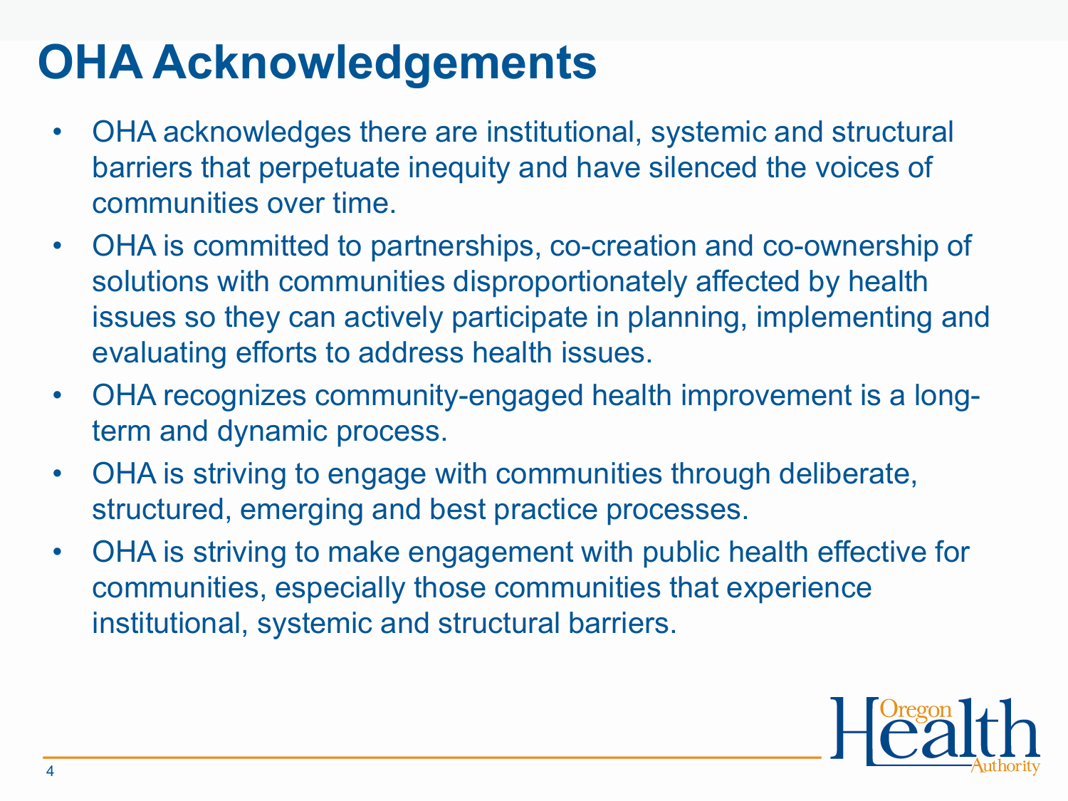# OHA Acknowledgements

- OHA acknowledges there are institutional, systemic and structural barriers that perpetuate inequity and have silenced the voices of communities over time.
- OHA is committed to partnerships, co-creation and co-ownership of solutions with communities disproportionately affected by health issues so they can actively participate in planning, implementing and evaluating efforts to address health issues.
- OHA recognizes community-engaged health improvement is a long-term and dynamic process.
- OHA is striving to engage with communities through deliberate, structured, emerging and best practice processes.
- OHA is striving to make engagement with public health effective for communities, especially those communities that experience institutional, systemic and structural barriers.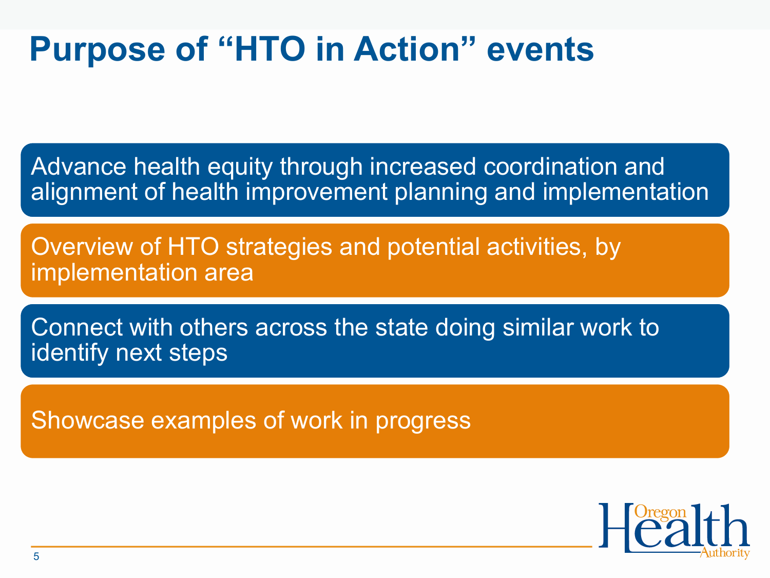# Purpose of "HTO in Action" events

- Advance health equity through increased coordination and alignment of health improvement planning and implementation
- Overview of HTO strategies and potential activities, by implementation area
- Connect with others across the state doing similar work to identify next steps
- Showcase examples of work in progress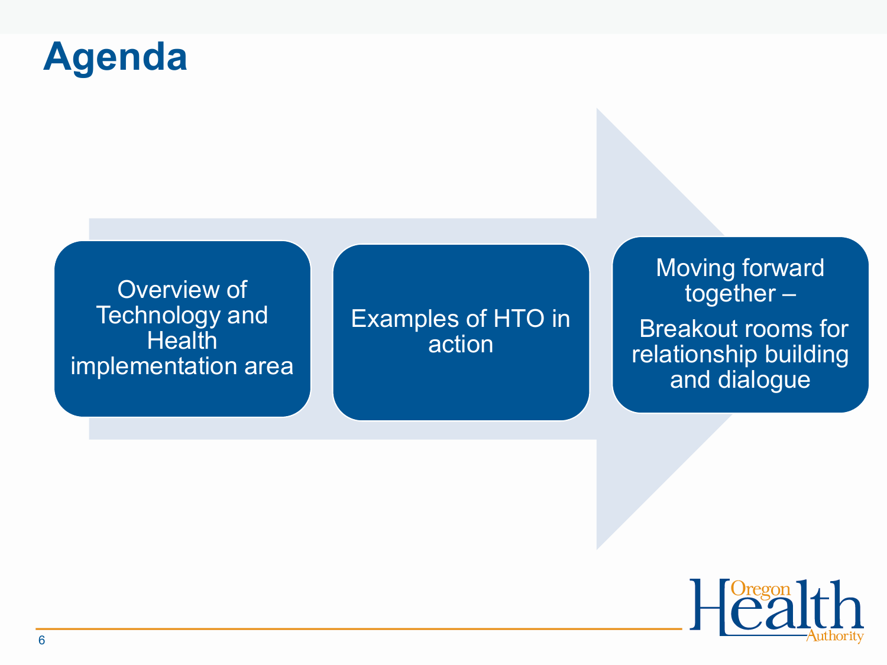# Agenda

1. Overview of Technology and Health implementation area
2. Examples of HTO in action
3. Moving forward together – Breakout rooms for relationship building and dialogue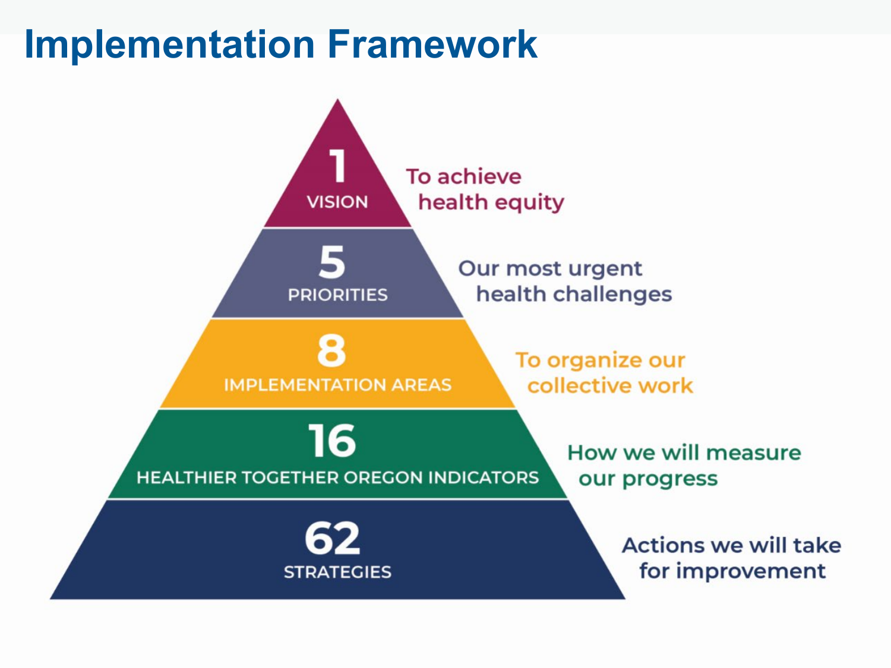# Implementation Framework

**1** VISION — To achieve health equity

**5** PRIORITIES — Our most urgent health challenges

**8** IMPLEMENTATION AREAS — To organize our collective work

**16** HEALTHIER TOGETHER OREGON INDICATORS — How we will measure our progress

**62** STRATEGIES — Actions we will take for improvement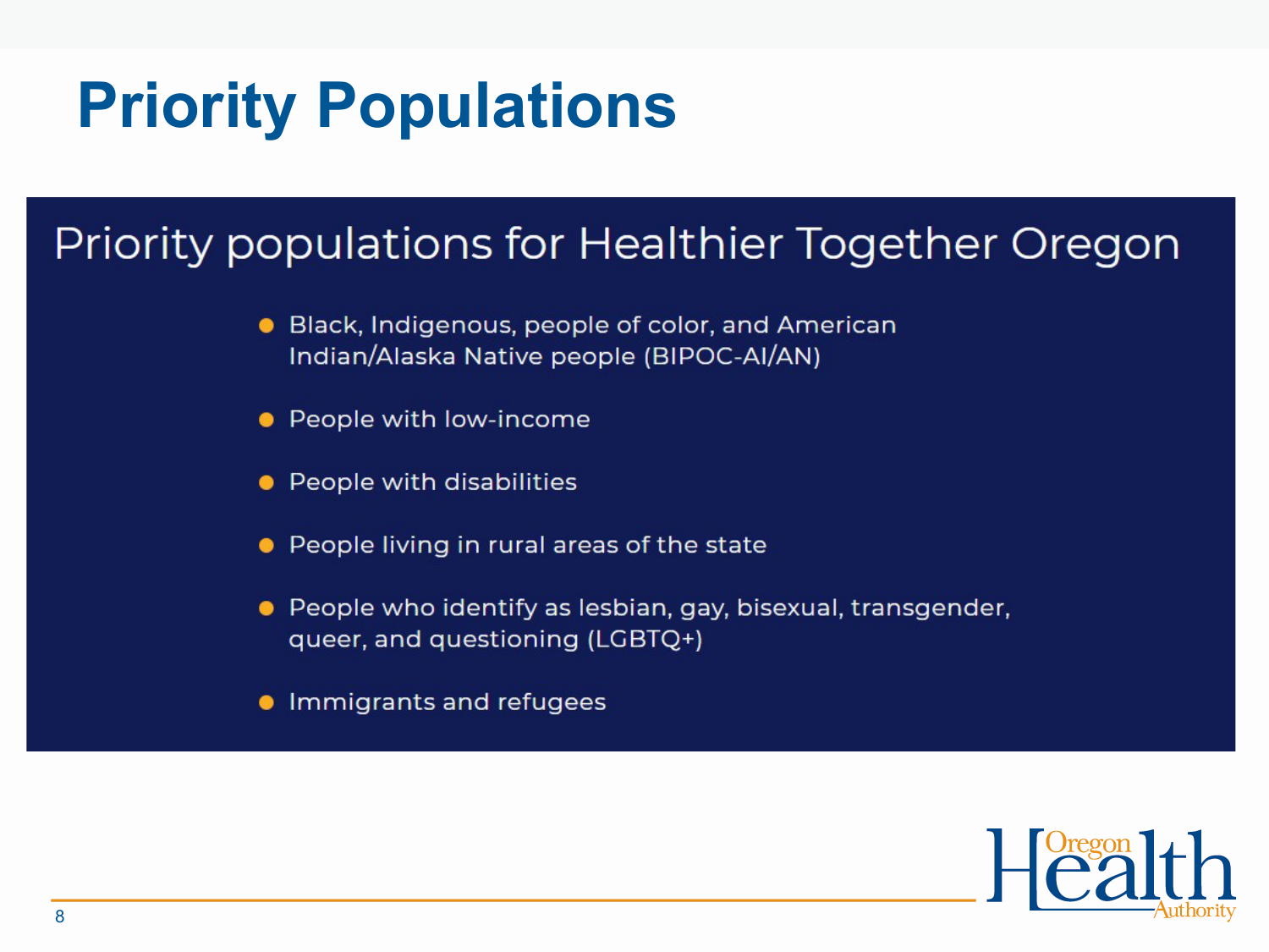# Priority Populations

## Priority populations for Healthier Together Oregon

- Black, Indigenous, people of color, and American Indian/Alaska Native people (BIPOC-AI/AN)
- People with low-income
- People with disabilities
- People living in rural areas of the state
- People who identify as lesbian, gay, bisexual, transgender, queer, and questioning (LGBTQ+)
- Immigrants and refugees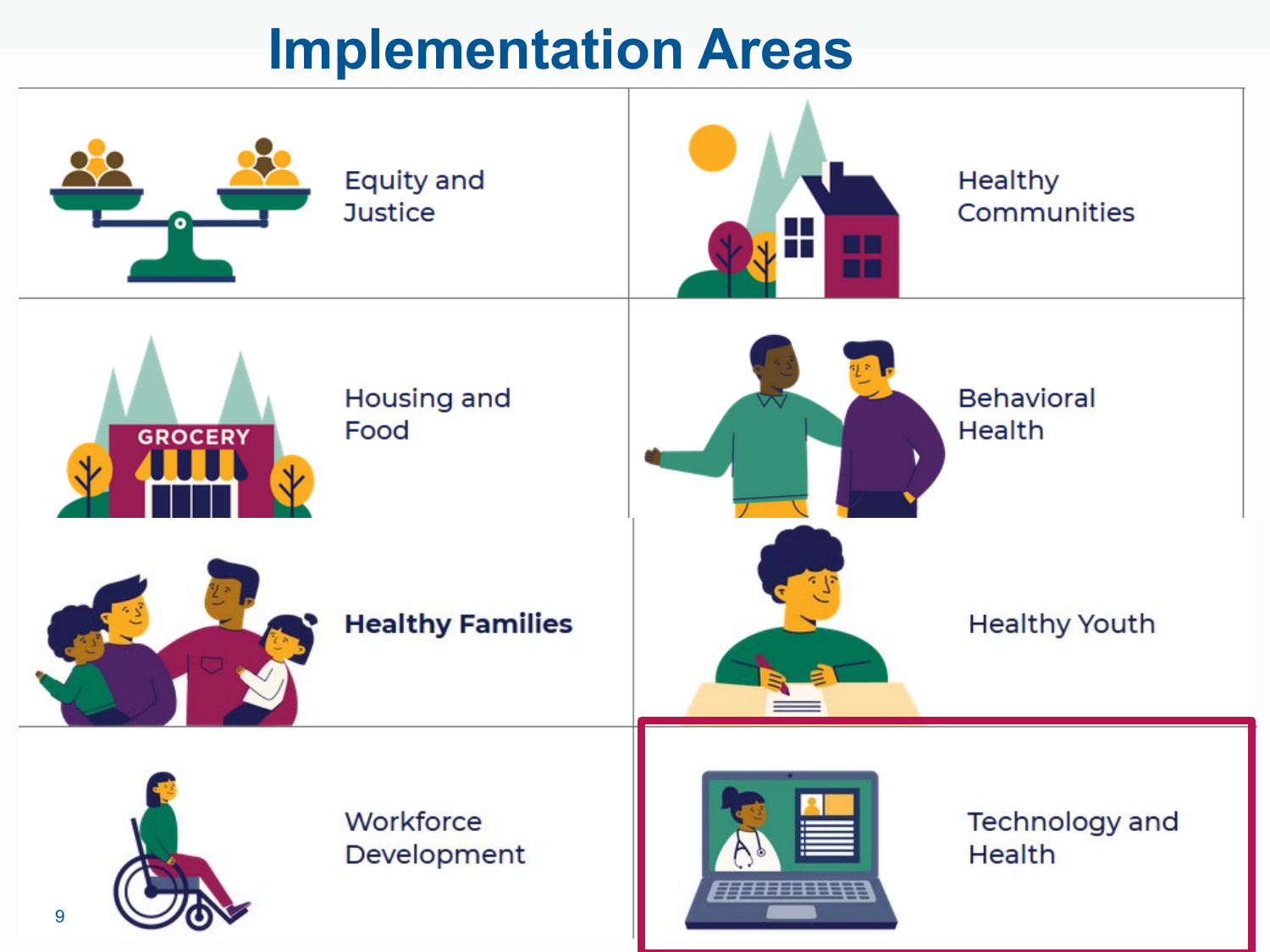# Implementation Areas

| | |
|---|---|
| Equity and Justice | Healthy Communities |
| Housing and Food | Behavioral Health |
| **Healthy Families** | Healthy Youth |
| Workforce Development | Technology and Health |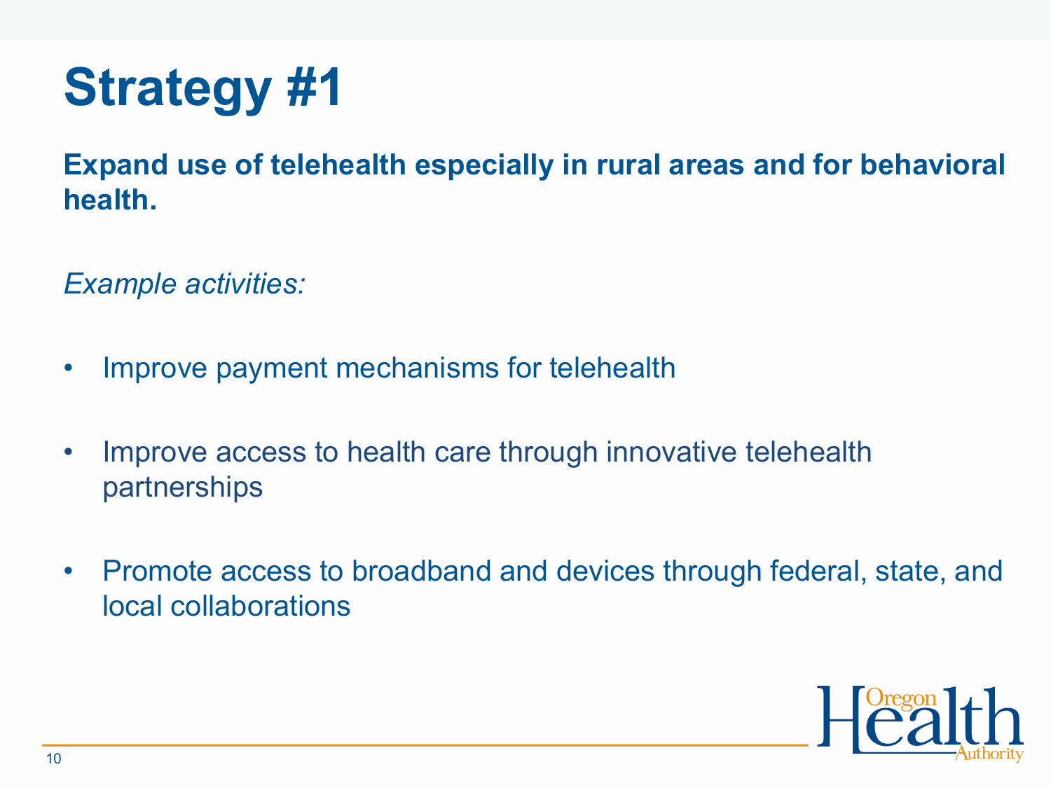# Strategy #1

**Expand use of telehealth especially in rural areas and for behavioral health.**

*Example activities:*

- Improve payment mechanisms for telehealth
- Improve access to health care through innovative telehealth partnerships
- Promote access to broadband and devices through federal, state, and local collaborations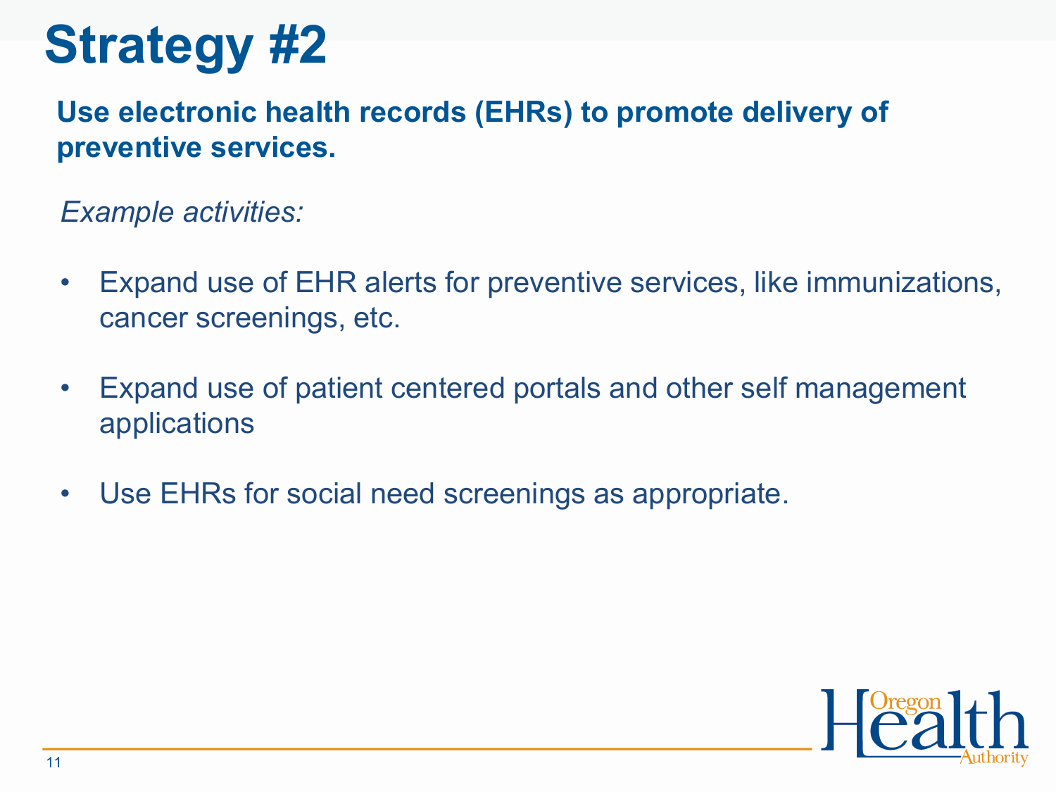# Strategy #2

**Use electronic health records (EHRs) to promote delivery of preventive services.**

*Example activities:*

- Expand use of EHR alerts for preventive services, like immunizations, cancer screenings, etc.
- Expand use of patient centered portals and other self management applications
- Use EHRs for social need screenings as appropriate.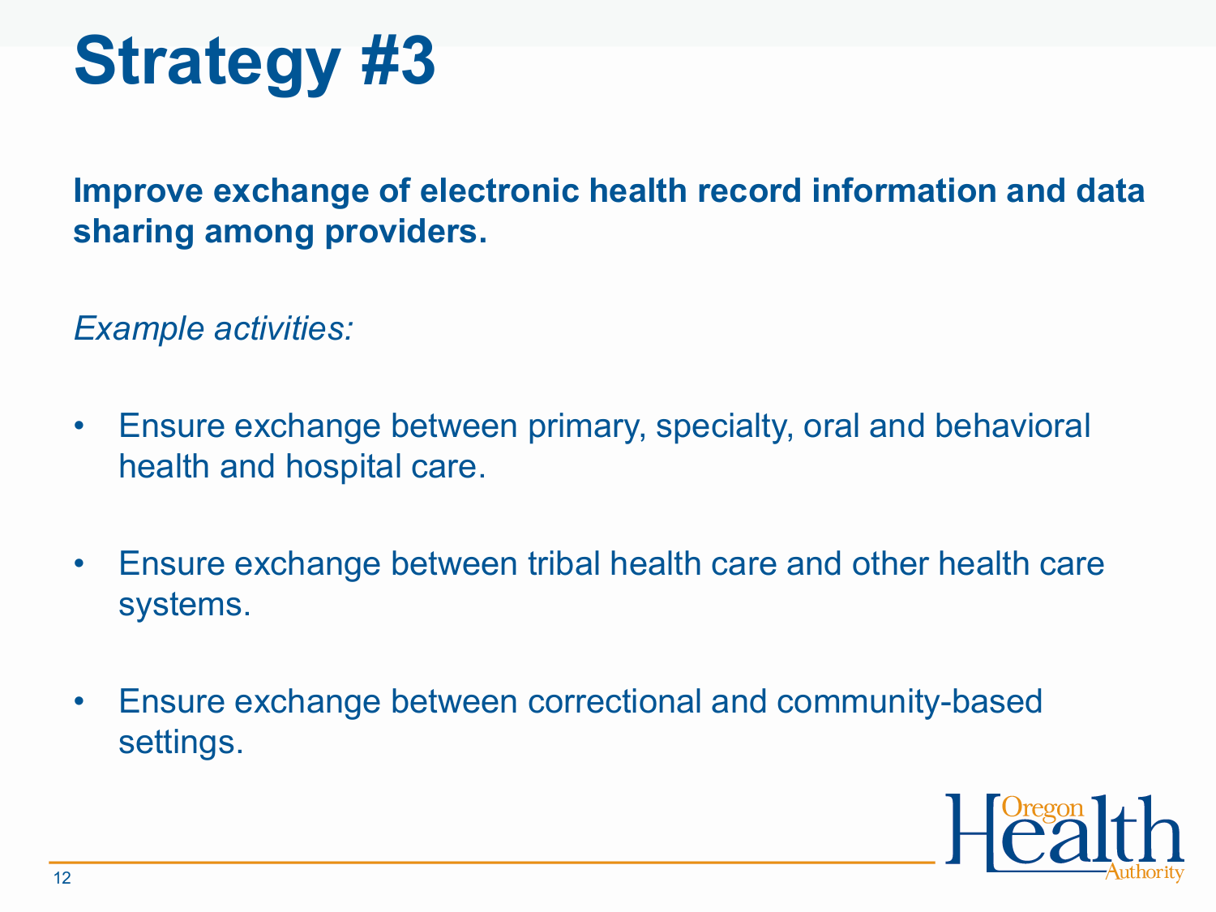# Strategy #3

**Improve exchange of electronic health record information and data sharing among providers.**

*Example activities:*

- Ensure exchange between primary, specialty, oral and behavioral health and hospital care.
- Ensure exchange between tribal health care and other health care systems.
- Ensure exchange between correctional and community-based settings.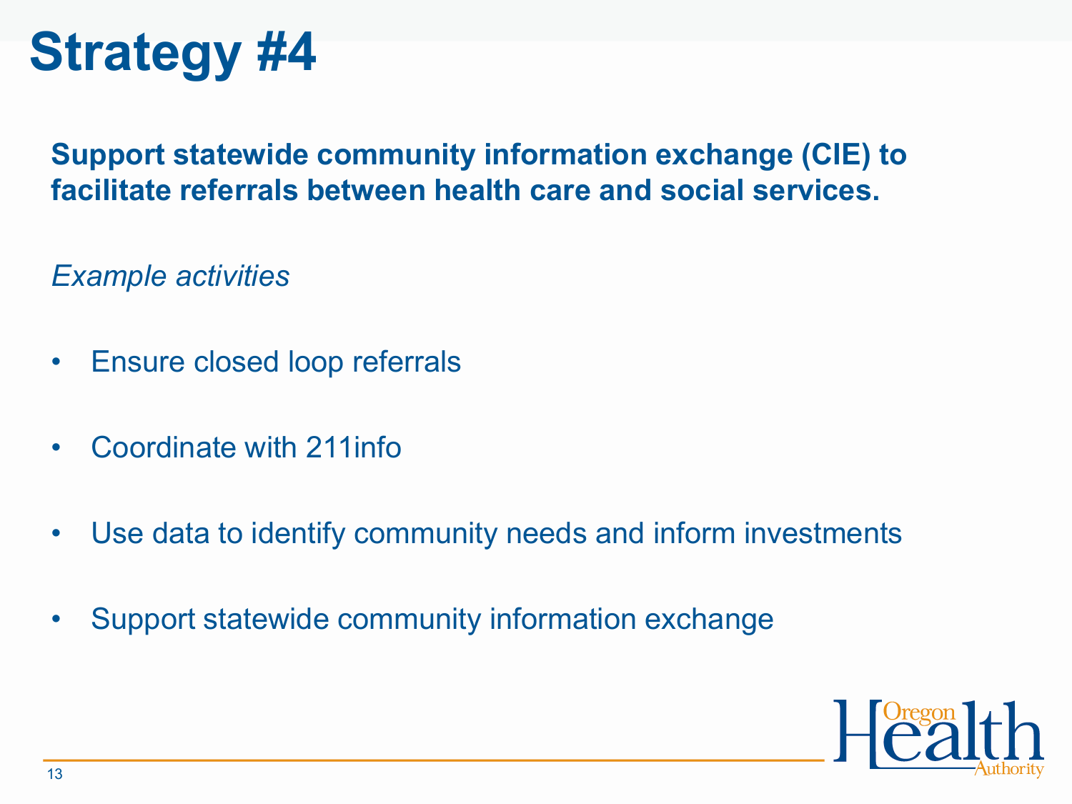# Strategy #4

**Support statewide community information exchange (CIE) to facilitate referrals between health care and social services.**

*Example activities*

- Ensure closed loop referrals
- Coordinate with 211info
- Use data to identify community needs and inform investments
- Support statewide community information exchange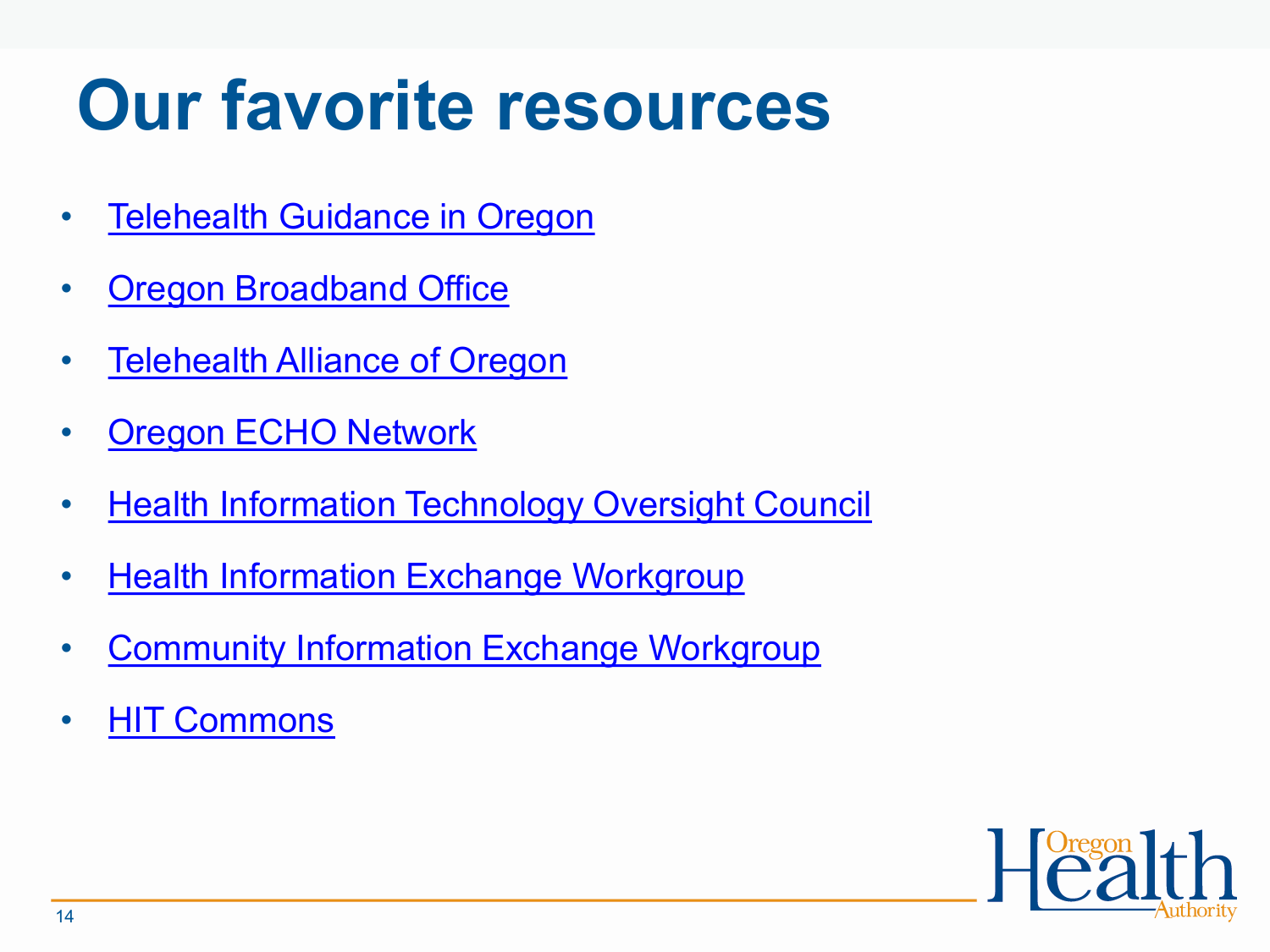# Our favorite resources

- Telehealth Guidance in Oregon
- Oregon Broadband Office
- Telehealth Alliance of Oregon
- Oregon ECHO Network
- Health Information Technology Oversight Council
- Health Information Exchange Workgroup
- Community Information Exchange Workgroup
- HIT Commons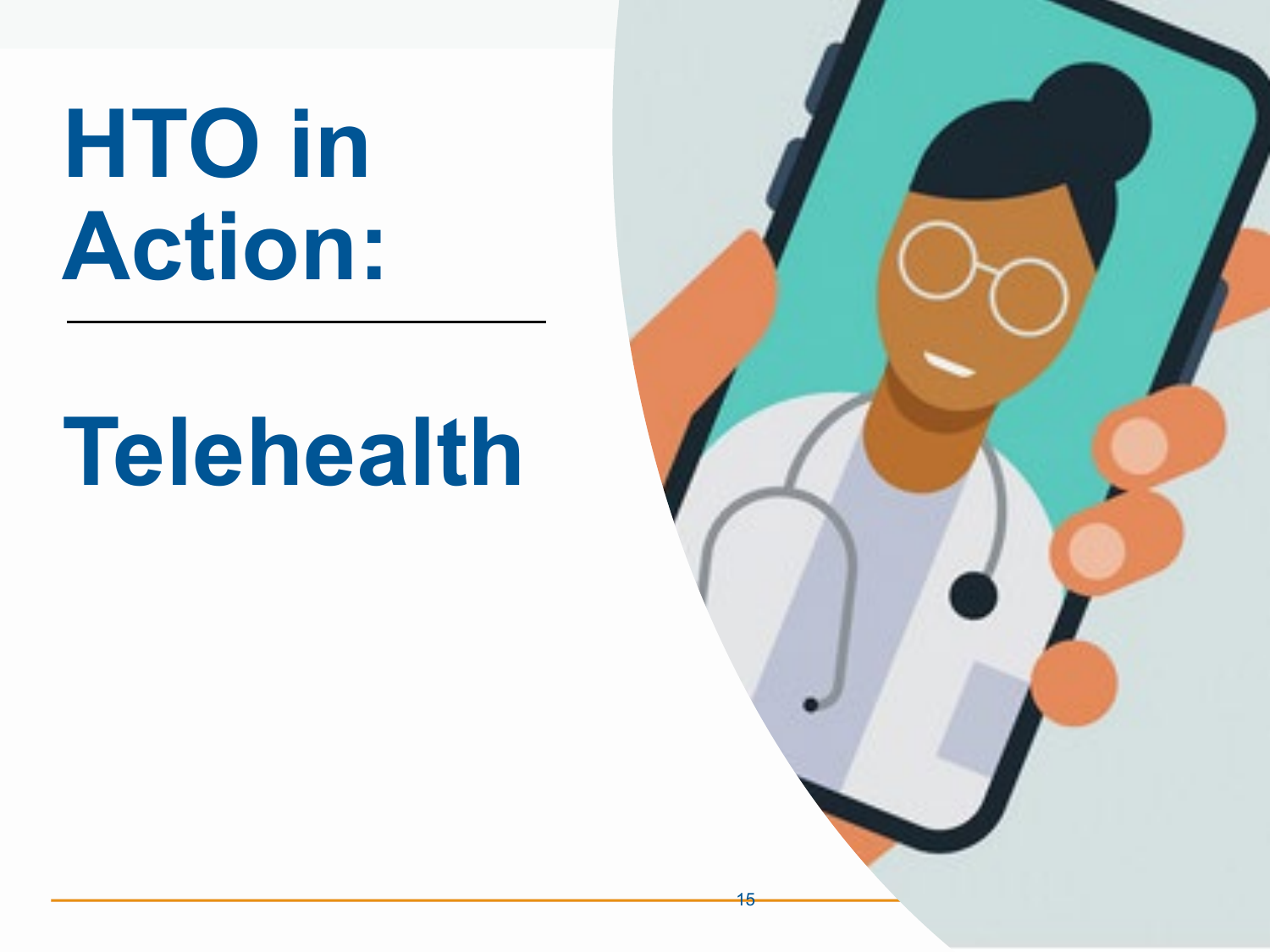# HTO in Action:

# Telehealth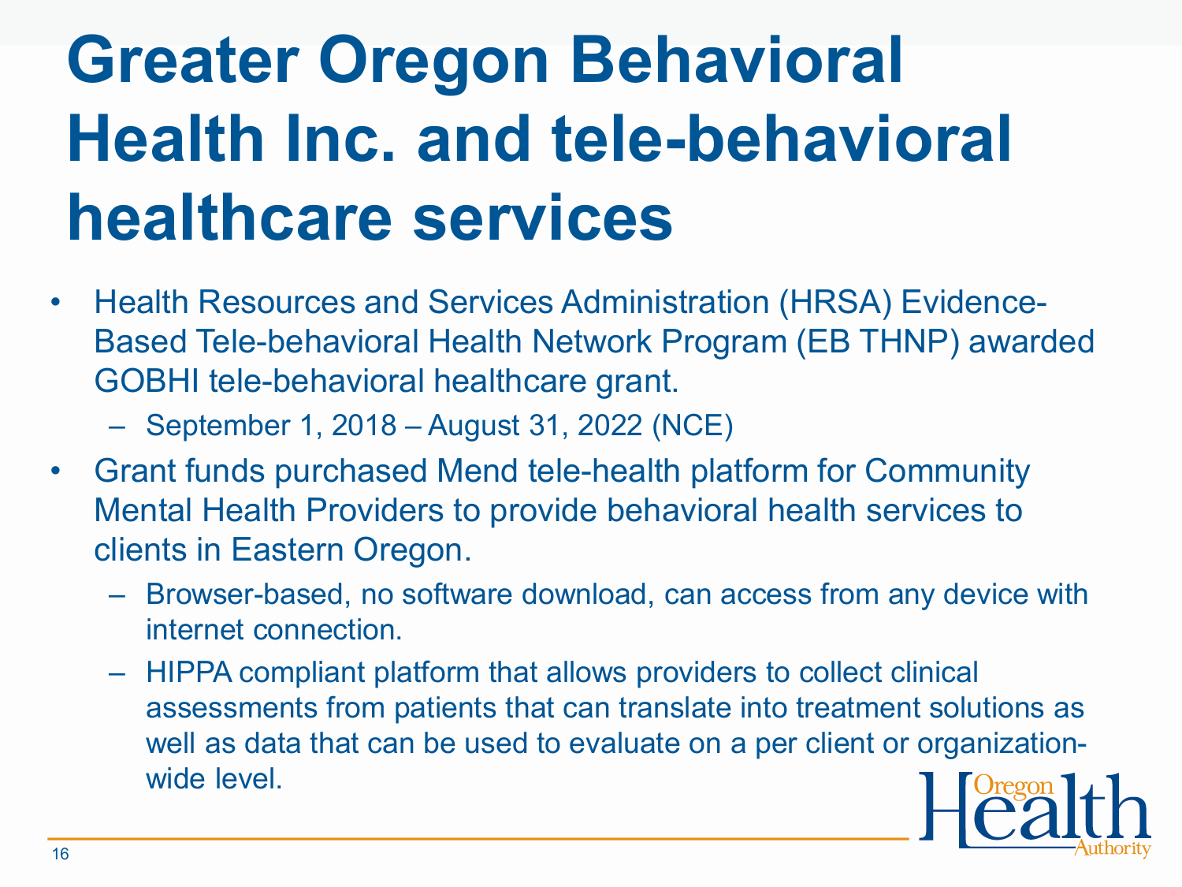# Greater Oregon Behavioral Health Inc. and tele-behavioral healthcare services

- Health Resources and Services Administration (HRSA) Evidence-Based Tele-behavioral Health Network Program (EB THNP) awarded GOBHI tele-behavioral healthcare grant.
  - September 1, 2018 – August 31, 2022 (NCE)
- Grant funds purchased Mend tele-health platform for Community Mental Health Providers to provide behavioral health services to clients in Eastern Oregon.
  - Browser-based, no software download, can access from any device with internet connection.
  - HIPPA compliant platform that allows providers to collect clinical assessments from patients that can translate into treatment solutions as well as data that can be used to evaluate on a per client or organization-wide level.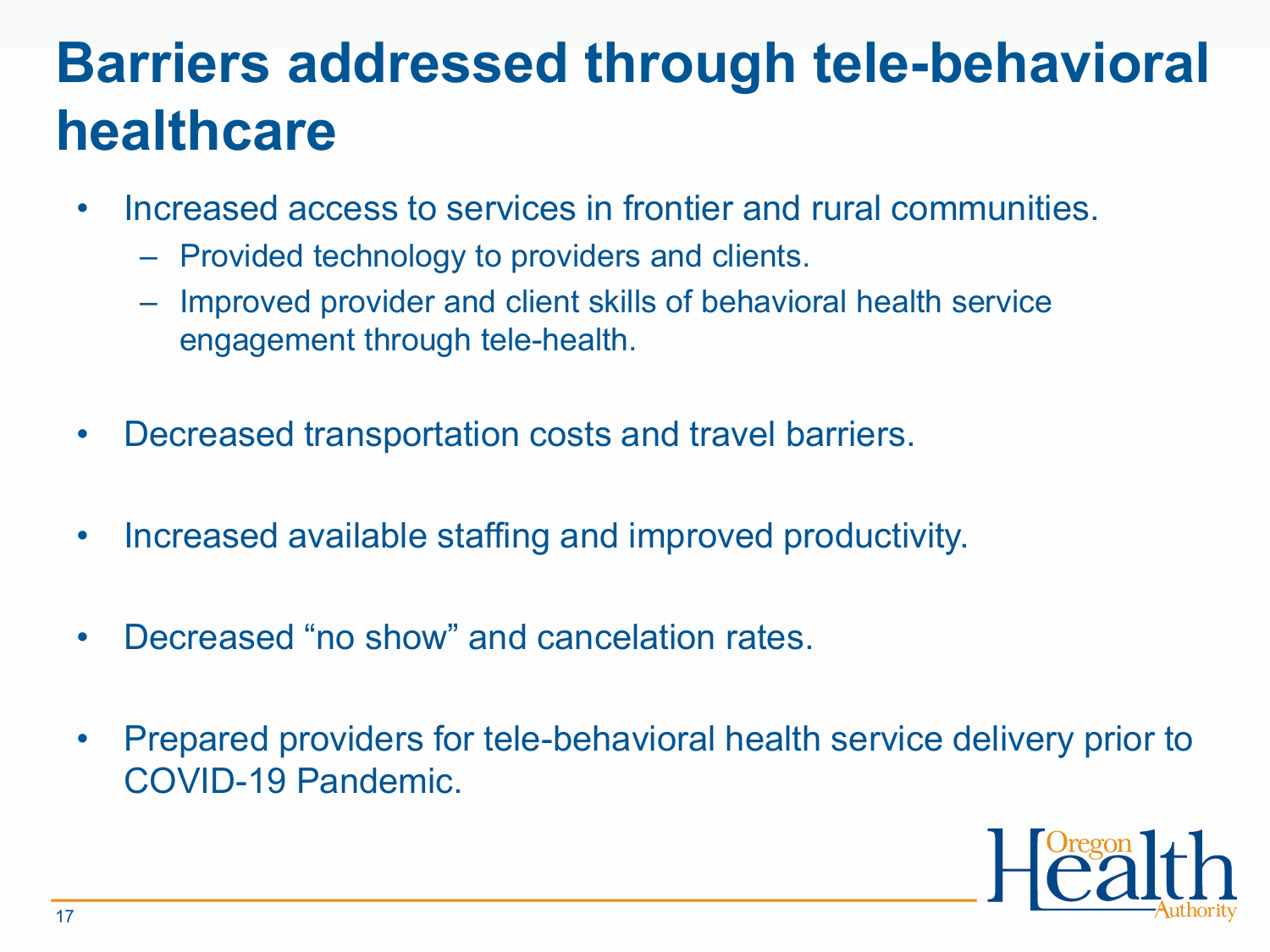# Barriers addressed through tele-behavioral healthcare

- Increased access to services in frontier and rural communities.
  - Provided technology to providers and clients.
  - Improved provider and client skills of behavioral health service engagement through tele-health.
- Decreased transportation costs and travel barriers.
- Increased available staffing and improved productivity.
- Decreased “no show” and cancelation rates.
- Prepared providers for tele-behavioral health service delivery prior to COVID-19 Pandemic.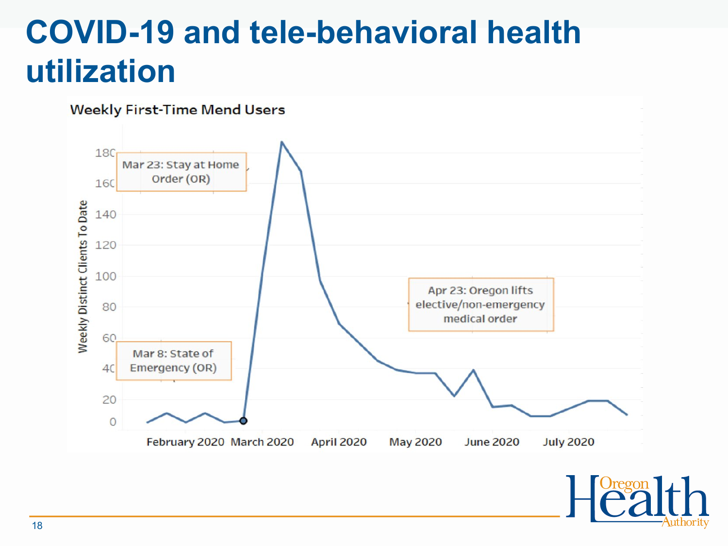# COVID-19 and tele-behavioral health utilization

**Weekly First-Time Mend Users**

Weekly Distinct Clients To Date

Mar 23: Stay at Home Order (OR)

Mar 8: State of Emergency (OR)

Apr 23: Oregon lifts elective/non-emergency medical order

February 2020 | March 2020 | April 2020 | May 2020 | June 2020 | July 2020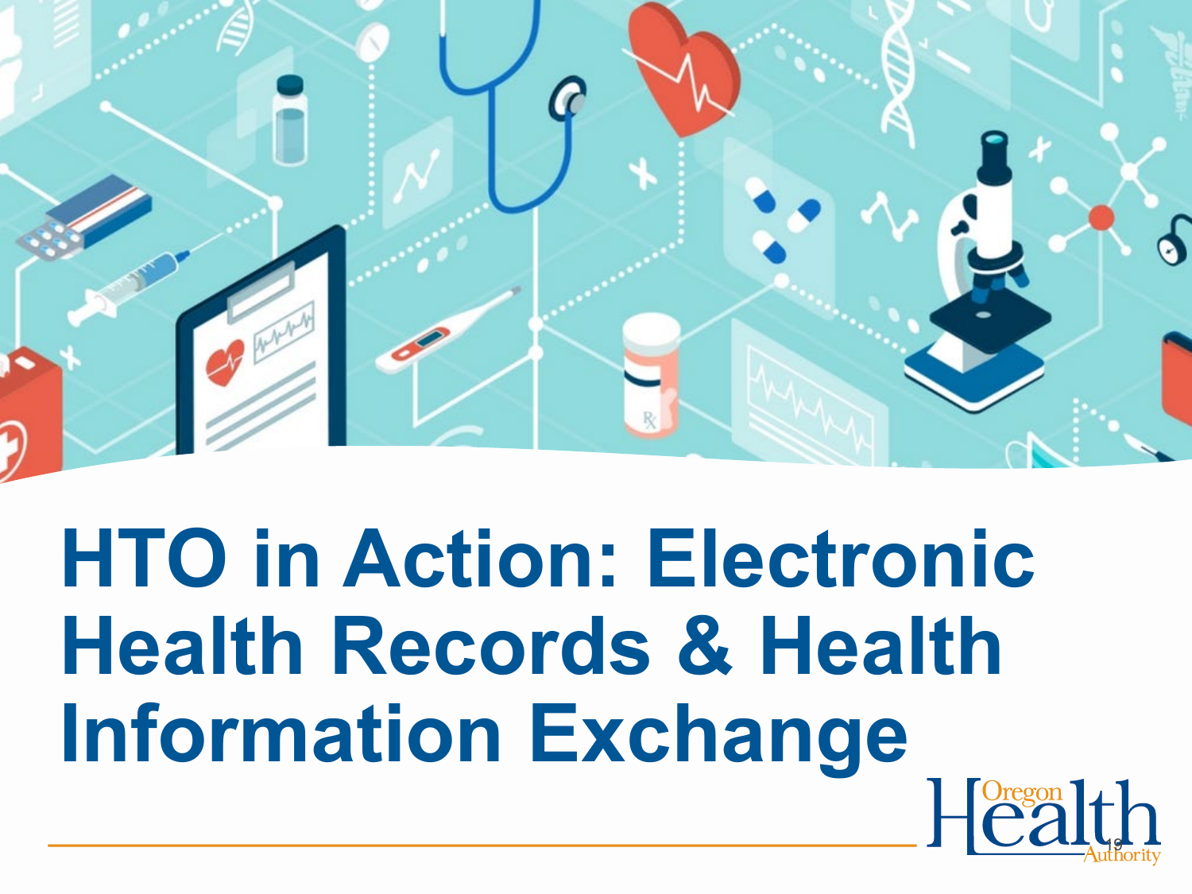# HTO in Action: Electronic Health Records & Health Information Exchange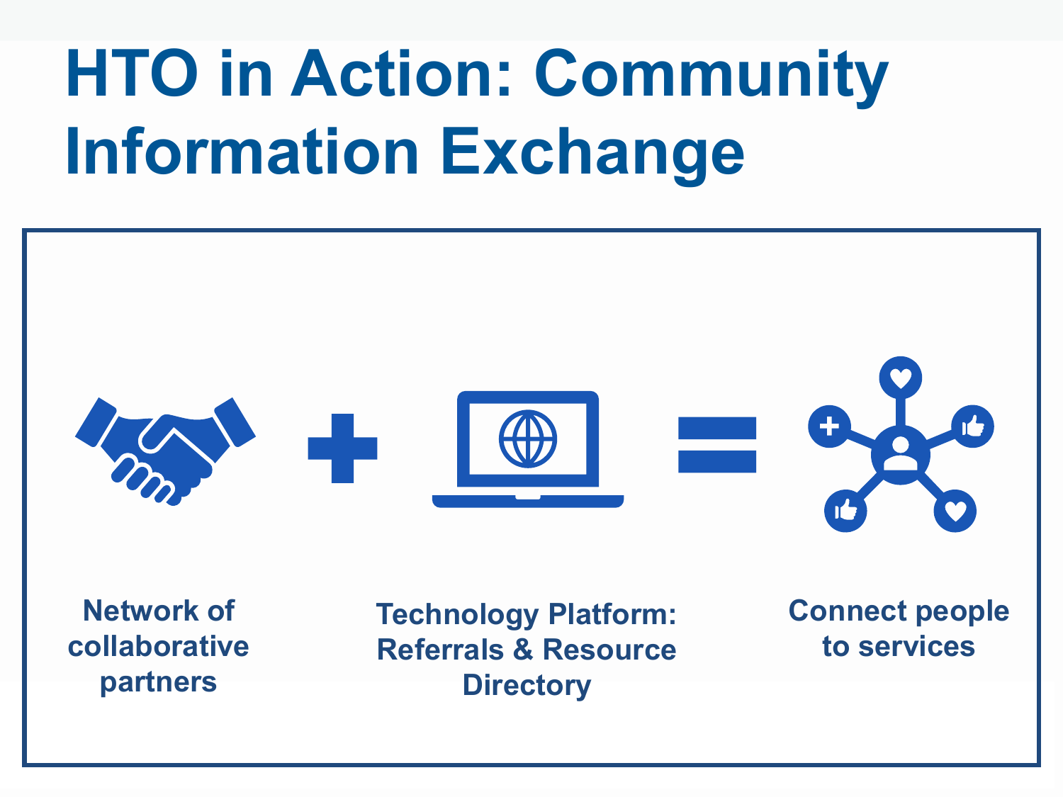# HTO in Action: Community Information Exchange

Network of collaborative partners + Technology Platform: Referrals & Resource Directory = Connect people to services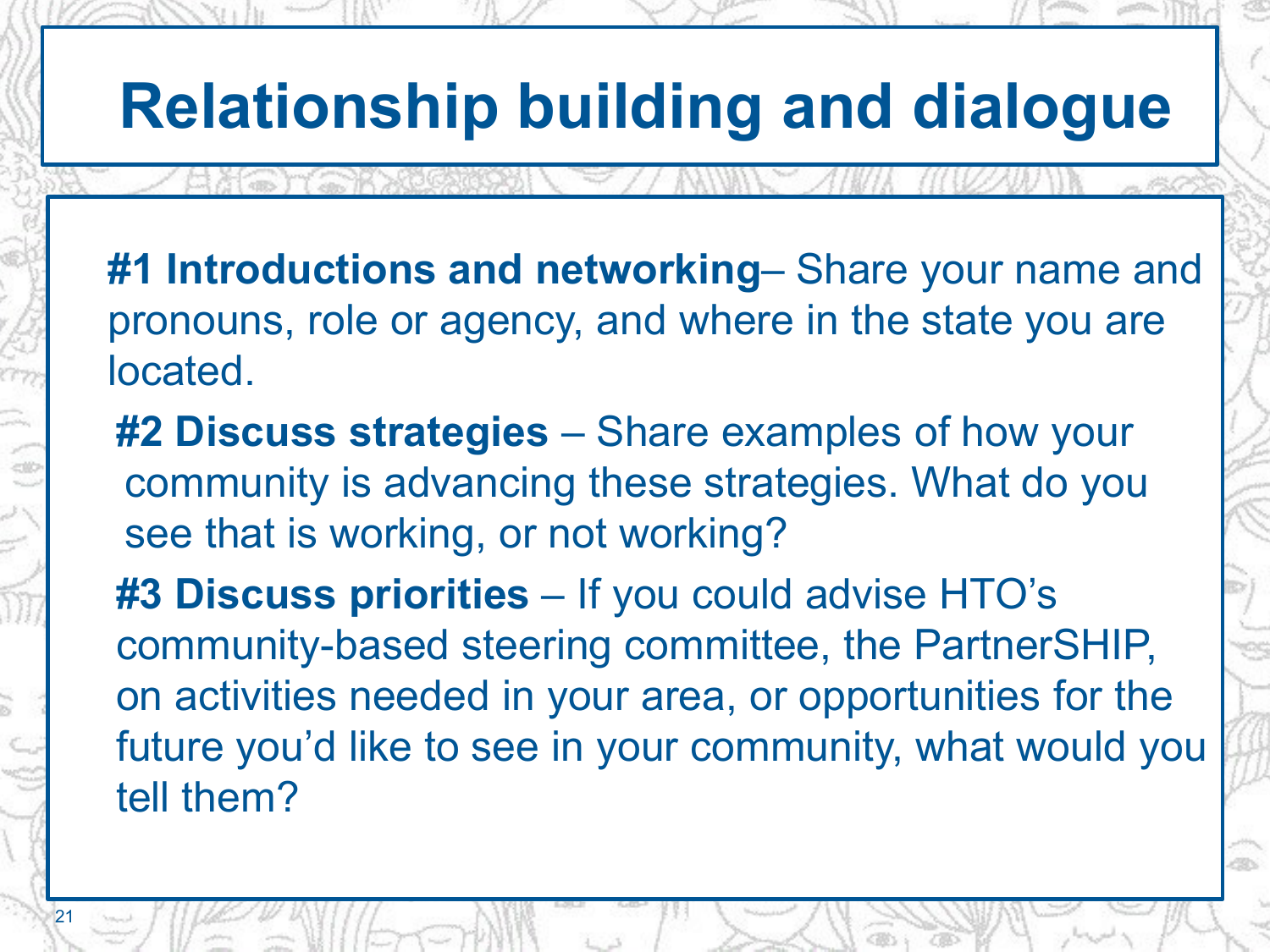# Relationship building and dialogue

**#1 Introductions and networking**– Share your name and pronouns, role or agency, and where in the state you are located.

**#2 Discuss strategies** – Share examples of how your community is advancing these strategies. What do you see that is working, or not working?

**#3 Discuss priorities** – If you could advise HTO's community-based steering committee, the PartnerSHIP, on activities needed in your area, or opportunities for the future you'd like to see in your community, what would you tell them?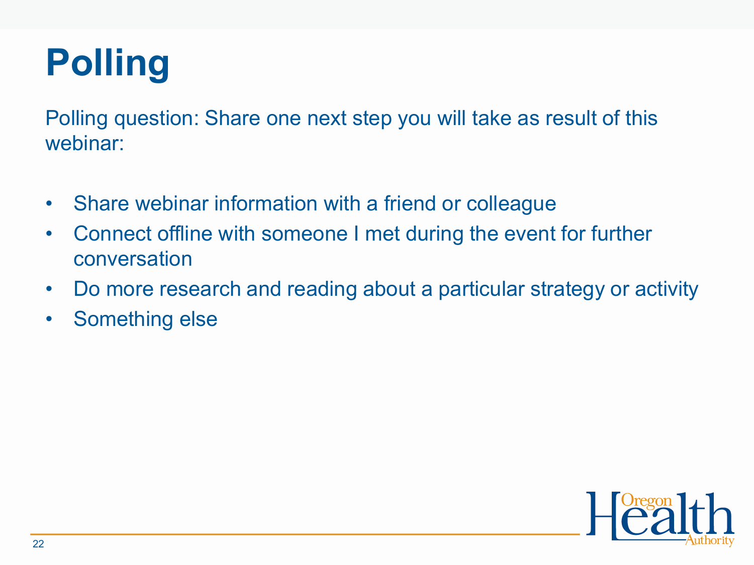# Polling

Polling question: Share one next step you will take as result of this webinar:

- Share webinar information with a friend or colleague
- Connect offline with someone I met during the event for further conversation
- Do more research and reading about a particular strategy or activity
- Something else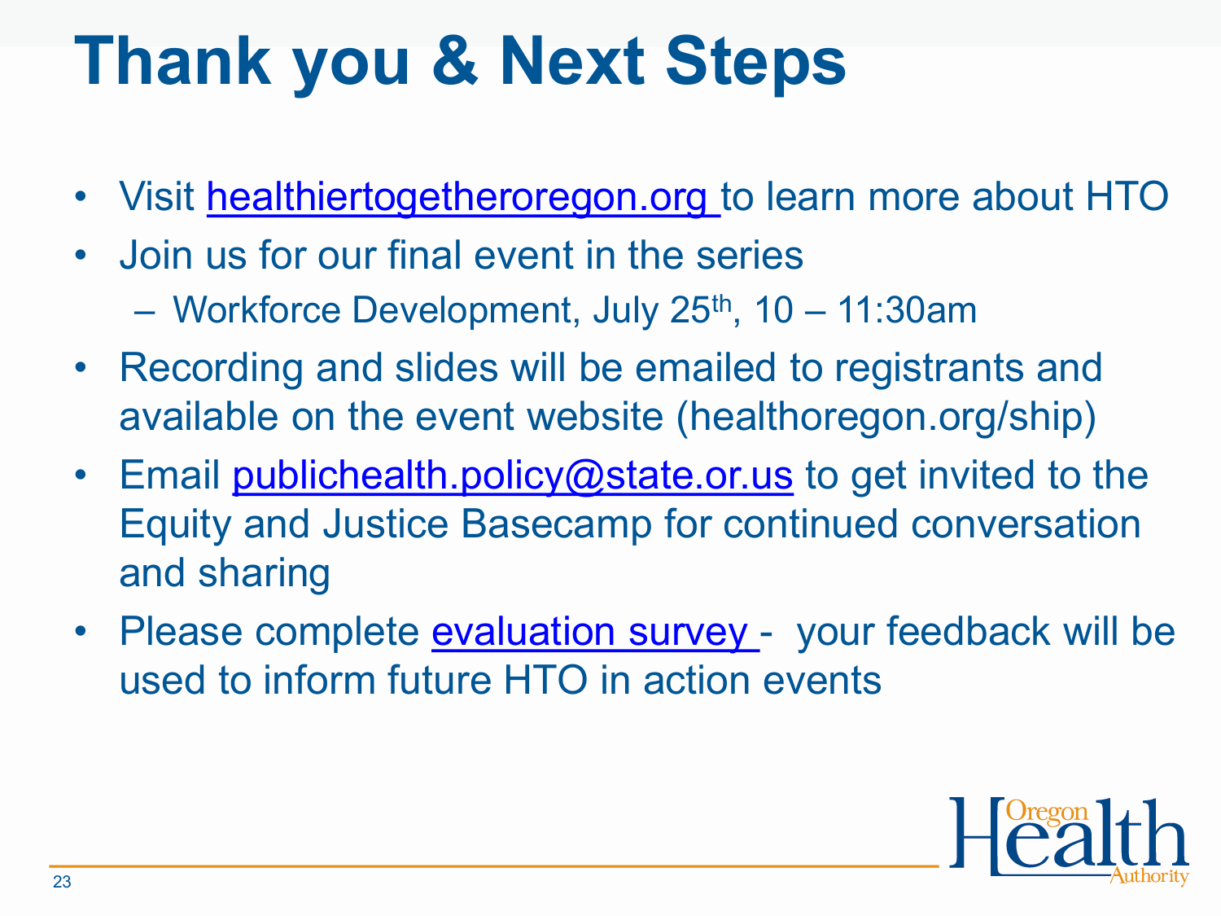# Thank you & Next Steps

- Visit healthiertogetheroregon.org to learn more about HTO
- Join us for our final event in the series
  - Workforce Development, July 25th, 10 – 11:30am
- Recording and slides will be emailed to registrants and available on the event website (healthoregon.org/ship)
- Email publichealth.policy@state.or.us to get invited to the Equity and Justice Basecamp for continued conversation and sharing
- Please complete evaluation survey - your feedback will be used to inform future HTO in action events

Oregon Health Authority